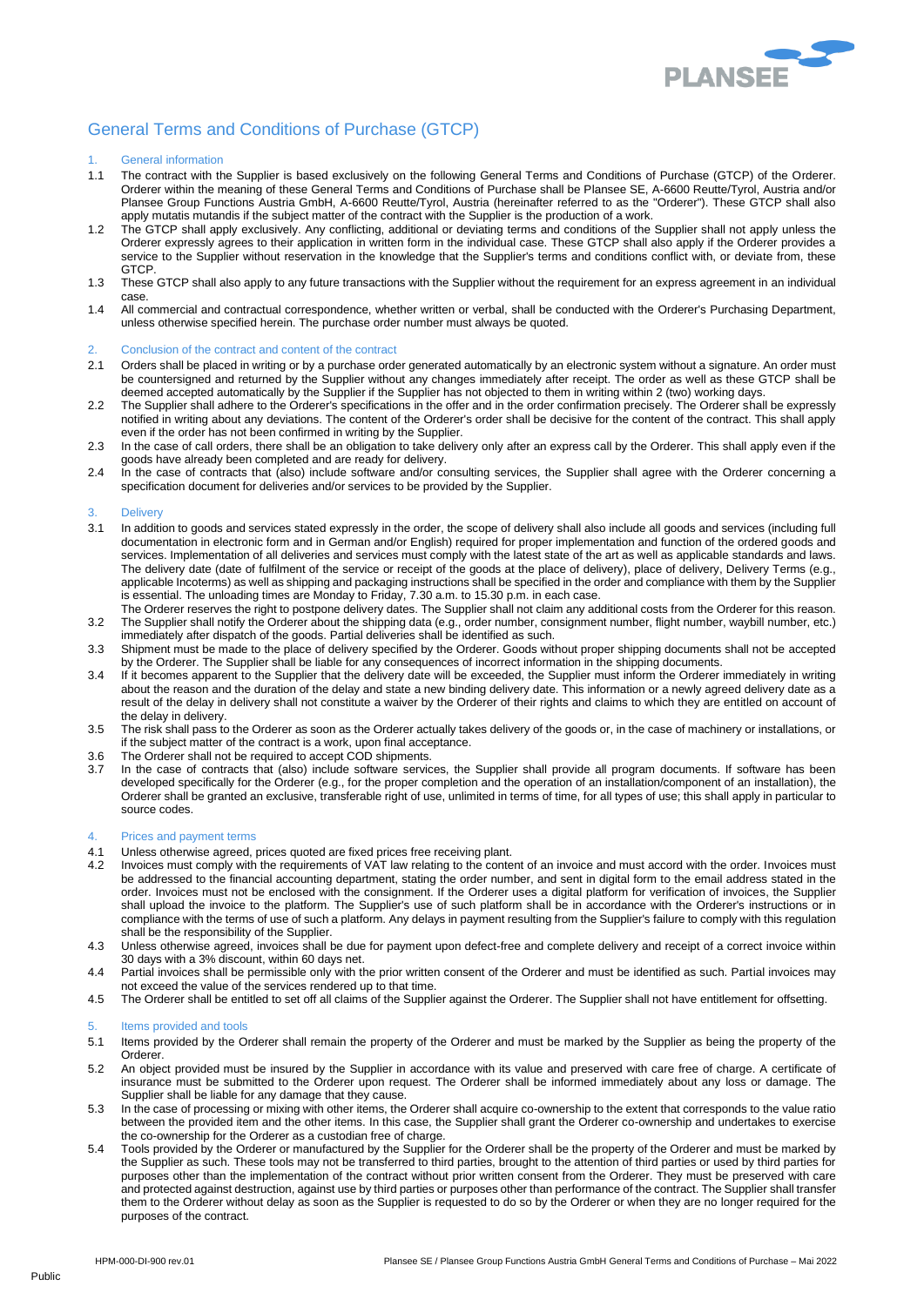# General Terms and Conditions of Purchase (GTCP)

## 1. General information

1.1 The contract with the Supplier is based exclusively on the following General Terms and Conditions of Purchase (GTCP) of the Orderer. Orderer within the meaning of these General Terms and Conditions of Purchase shall be Plansee SE, A-6600 Reutte/Tyrol, Austria and/or Plansee Group Functions Austria GmbH, A-6600 Reutte/Tyrol, Austria (hereinafter referred to as the "Orderer"). These GTCP shall also apply mutatis mutandis if the subject matter of the contract with the Supplier is the production of a work.

1.2 The GTCP shall apply exclusively. Any conflicting, additional or deviating terms and conditions of the Supplier shall not apply unless the Orderer expressly agrees to their application in written form in the individual case. These GTCP shall also apply if the Orderer provides a service to the Supplier without reservation in the knowledge that the Supplier's terms and conditions conflict with, or deviate from, these GTCP.

1.3 These GTCP shall also apply to any future transactions with the Supplier without the requirement for an express agreement in an individual case.

1.4 All commercial and contractual correspondence, whether written or verbal, shall be conducted with the Orderer's Purchasing Department, unless otherwise specified herein. The purchase order number must always be quoted.

## 2. Conclusion of the contract and content of the contract

2.1 Orders shall be placed in writing or by a purchase order generated automatically by an electronic system without a signature. An order must be countersigned and returned by the Supplier without any changes immediately after receipt. The order as well as these GTCP shall be deemed accepted automatically by the Supplier if the Supplier has not objected to them in writing within 2 (two) working days.

2.2 The Supplier shall adhere to the Orderer's specifications in the offer and in the order confirmation precisely. The Orderer shall be expressly notified in writing about any deviations. The content of the Orderer's order shall be decisive for the content of the contract. This shall apply even if the order has not been confirmed in writing by the Supplier.

2.3 In the case of call orders, there shall be an obligation to take delivery only after an express call by the Orderer. This shall apply even if the goods have already been completed and are ready for delivery.

2.4 In the case of contracts that (also) include software and/or consulting services, the Supplier shall agree with the Orderer concerning a specification document for deliveries and/or services to be provided by the Supplier.

## 3. Delivery

3.1 In addition to goods and services stated expressly in the order, the scope of delivery shall also include all goods and services (including full documentation in electronic form and in German and/or English) required for proper implementation and function of the ordered goods and services. Implementation of all deliveries and services must comply with the latest state of the art as well as applicable standards and laws. The delivery date (date of fulfilment of the service or receipt of the goods at the place of delivery), place of delivery, Delivery Terms (e.g., applicable Incoterms) as well as shipping and packaging instructions shall be specified in the order and compliance with them by the Supplier is essential. The unloading times are Monday to Friday, 7.30 a.m. to 15.30 p.m. in each case.
The Orderer reserves the right to postpone delivery dates. The Supplier shall not claim any additional costs from the Orderer for this reason.

3.2 The Supplier shall notify the Orderer about the shipping data (e.g., order number, consignment number, flight number, waybill number, etc.) immediately after dispatch of the goods. Partial deliveries shall be identified as such.

3.3 Shipment must be made to the place of delivery specified by the Orderer. Goods without proper shipping documents shall not be accepted by the Orderer. The Supplier shall be liable for any consequences of incorrect information in the shipping documents.

3.4 If it becomes apparent to the Supplier that the delivery date will be exceeded, the Supplier must inform the Orderer immediately in writing about the reason and the duration of the delay and state a new binding delivery date. This information or a newly agreed delivery date as a result of the delay in delivery shall not constitute a waiver by the Orderer of their rights and claims to which they are entitled on account of the delay in delivery.

3.5 The risk shall pass to the Orderer as soon as the Orderer actually takes delivery of the goods or, in the case of machinery or installations, or if the subject matter of the contract is a work, upon final acceptance.

3.6 The Orderer shall not be required to accept COD shipments.

3.7 In the case of contracts that (also) include software services, the Supplier shall provide all program documents. If software has been developed specifically for the Orderer (e.g., for the proper completion and the operation of an installation/component of an installation), the Orderer shall be granted an exclusive, transferable right of use, unlimited in terms of time, for all types of use; this shall apply in particular to source codes.

## 4. Prices and payment terms

4.1 Unless otherwise agreed, prices quoted are fixed prices free receiving plant.

4.2 Invoices must comply with the requirements of VAT law relating to the content of an invoice and must accord with the order. Invoices must be addressed to the financial accounting department, stating the order number, and sent in digital form to the email address stated in the order. Invoices must not be enclosed with the consignment. If the Orderer uses a digital platform for verification of invoices, the Supplier shall upload the invoice to the platform. The Supplier's use of such platform shall be in accordance with the Orderer's instructions or in compliance with the terms of use of such a platform. Any delays in payment resulting from the Supplier's failure to comply with this regulation shall be the responsibility of the Supplier.

4.3 Unless otherwise agreed, invoices shall be due for payment upon defect-free and complete delivery and receipt of a correct invoice within 30 days with a 3% discount, within 60 days net.

4.4 Partial invoices shall be permissible only with the prior written consent of the Orderer and must be identified as such. Partial invoices may not exceed the value of the services rendered up to that time.

4.5 The Orderer shall be entitled to set off all claims of the Supplier against the Orderer. The Supplier shall not have entitlement for offsetting.

## 5. Items provided and tools

5.1 Items provided by the Orderer shall remain the property of the Orderer and must be marked by the Supplier as being the property of the Orderer.

5.2 An object provided must be insured by the Supplier in accordance with its value and preserved with care free of charge. A certificate of insurance must be submitted to the Orderer upon request. The Orderer shall be informed immediately about any loss or damage. The Supplier shall be liable for any damage that they cause.

5.3 In the case of processing or mixing with other items, the Orderer shall acquire co-ownership to the extent that corresponds to the value ratio between the provided item and the other items. In this case, the Supplier shall grant the Orderer co-ownership and undertakes to exercise the co-ownership for the Orderer as a custodian free of charge.

5.4 Tools provided by the Orderer or manufactured by the Supplier for the Orderer shall be the property of the Orderer and must be marked by the Supplier as such. These tools may not be transferred to third parties, brought to the attention of third parties or used by third parties for purposes other than the implementation of the contract without prior written consent from the Orderer. They must be preserved with care and protected against destruction, against use by third parties or purposes other than performance of the contract. The Supplier shall transfer them to the Orderer without delay as soon as the Supplier is requested to do so by the Orderer or when they are no longer required for the purposes of the contract.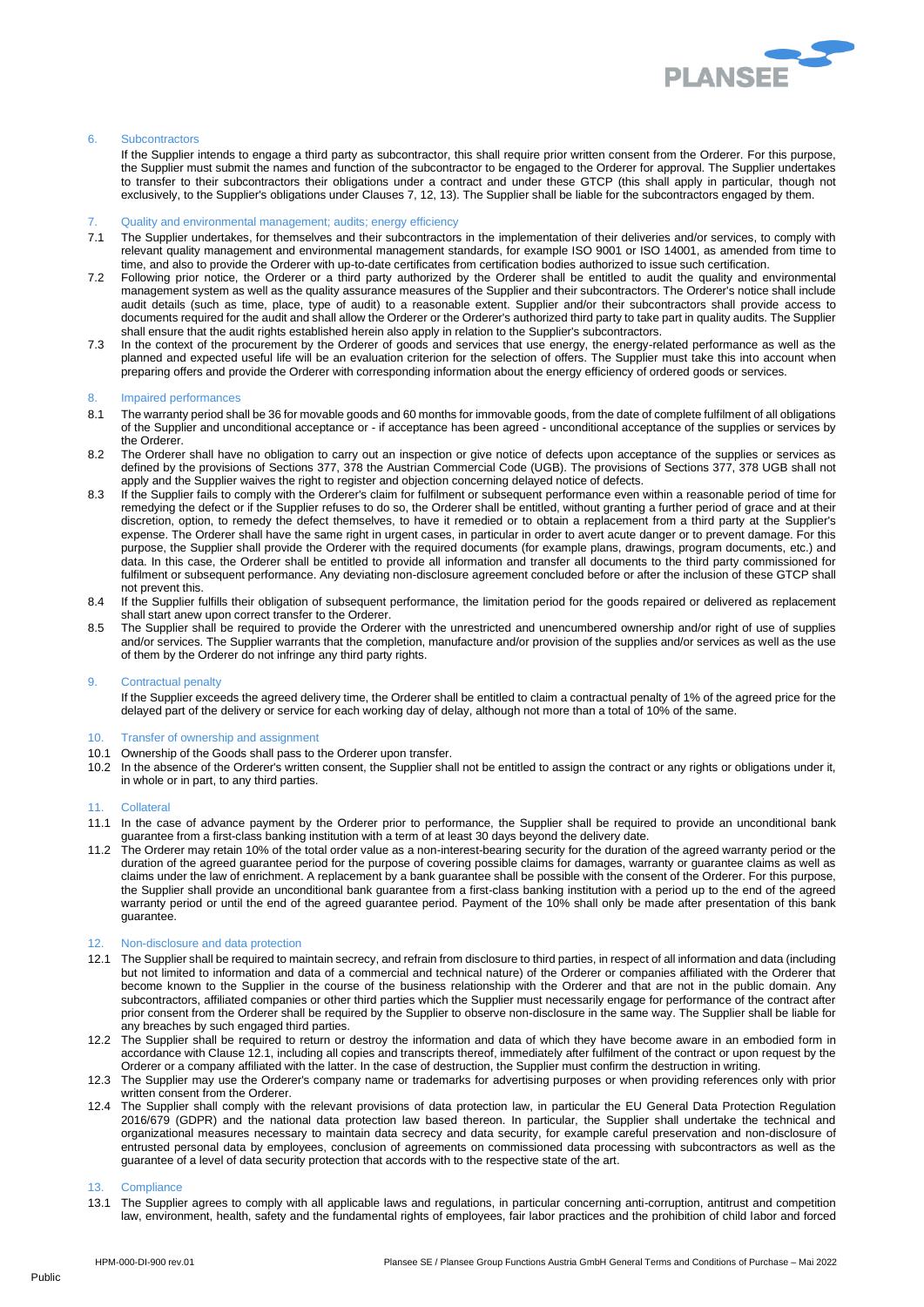## 6. Subcontractors

If the Supplier intends to engage a third party as subcontractor, this shall require prior written consent from the Orderer. For this purpose, the Supplier must submit the names and function of the subcontractor to be engaged to the Orderer for approval. The Supplier undertakes to transfer to their subcontractors their obligations under a contract and under these GTCP (this shall apply in particular, though not exclusively, to the Supplier's obligations under Clauses 7, 12, 13). The Supplier shall be liable for the subcontractors engaged by them.

## 7. Quality and environmental management; audits; energy efficiency

7.1 The Supplier undertakes, for themselves and their subcontractors in the implementation of their deliveries and/or services, to comply with relevant quality management and environmental management standards, for example ISO 9001 or ISO 14001, as amended from time to time, and also to provide the Orderer with up-to-date certificates from certification bodies authorized to issue such certification.

7.2 Following prior notice, the Orderer or a third party authorized by the Orderer shall be entitled to audit the quality and environmental management system as well as the quality assurance measures of the Supplier and their subcontractors. The Orderer's notice shall include audit details (such as time, place, type of audit) to a reasonable extent. Supplier and/or their subcontractors shall provide access to documents required for the audit and shall allow the Orderer or the Orderer's authorized third party to take part in quality audits. The Supplier shall ensure that the audit rights established herein also apply in relation to the Supplier's subcontractors.

7.3 In the context of the procurement by the Orderer of goods and services that use energy, the energy-related performance as well as the planned and expected useful life will be an evaluation criterion for the selection of offers. The Supplier must take this into account when preparing offers and provide the Orderer with corresponding information about the energy efficiency of ordered goods or services.

## 8. Impaired performances

8.1 The warranty period shall be 36 for movable goods and 60 months for immovable goods, from the date of complete fulfilment of all obligations of the Supplier and unconditional acceptance or - if acceptance has been agreed - unconditional acceptance of the supplies or services by the Orderer.

8.2 The Orderer shall have no obligation to carry out an inspection or give notice of defects upon acceptance of the supplies or services as defined by the provisions of Sections 377, 378 the Austrian Commercial Code (UGB). The provisions of Sections 377, 378 UGB shall not apply and the Supplier waives the right to register and objection concerning delayed notice of defects.

8.3 If the Supplier fails to comply with the Orderer's claim for fulfilment or subsequent performance even within a reasonable period of time for remedying the defect or if the Supplier refuses to do so, the Orderer shall be entitled, without granting a further period of grace and at their discretion, option, to remedy the defect themselves, to have it remedied or to obtain a replacement from a third party at the Supplier's expense. The Orderer shall have the same right in urgent cases, in particular in order to avert acute danger or to prevent damage. For this purpose, the Supplier shall provide the Orderer with the required documents (for example plans, drawings, program documents, etc.) and data. In this case, the Orderer shall be entitled to provide all information and transfer all documents to the third party commissioned for fulfilment or subsequent performance. Any deviating non-disclosure agreement concluded before or after the inclusion of these GTCP shall not prevent this.

8.4 If the Supplier fulfills their obligation of subsequent performance, the limitation period for the goods repaired or delivered as replacement shall start anew upon correct transfer to the Orderer.

8.5 The Supplier shall be required to provide the Orderer with the unrestricted and unencumbered ownership and/or right of use of supplies and/or services. The Supplier warrants that the completion, manufacture and/or provision of the supplies and/or services as well as the use of them by the Orderer do not infringe any third party rights.

## 9. Contractual penalty

If the Supplier exceeds the agreed delivery time, the Orderer shall be entitled to claim a contractual penalty of 1% of the agreed price for the delayed part of the delivery or service for each working day of delay, although not more than a total of 10% of the same.

## 10. Transfer of ownership and assignment

10.1 Ownership of the Goods shall pass to the Orderer upon transfer.

10.2 In the absence of the Orderer's written consent, the Supplier shall not be entitled to assign the contract or any rights or obligations under it, in whole or in part, to any third parties.

## 11. Collateral

11.1 In the case of advance payment by the Orderer prior to performance, the Supplier shall be required to provide an unconditional bank guarantee from a first-class banking institution with a term of at least 30 days beyond the delivery date.

11.2 The Orderer may retain 10% of the total order value as a non-interest-bearing security for the duration of the agreed warranty period or the duration of the agreed guarantee period for the purpose of covering possible claims for damages, warranty or guarantee claims as well as claims under the law of enrichment. A replacement by a bank guarantee shall be possible with the consent of the Orderer. For this purpose, the Supplier shall provide an unconditional bank guarantee from a first-class banking institution with a period up to the end of the agreed warranty period or until the end of the agreed guarantee period. Payment of the 10% shall only be made after presentation of this bank guarantee.

## 12. Non-disclosure and data protection

12.1 The Supplier shall be required to maintain secrecy, and refrain from disclosure to third parties, in respect of all information and data (including but not limited to information and data of a commercial and technical nature) of the Orderer or companies affiliated with the Orderer that become known to the Supplier in the course of the business relationship with the Orderer and that are not in the public domain. Any subcontractors, affiliated companies or other third parties which the Supplier must necessarily engage for performance of the contract after prior consent from the Orderer shall be required by the Supplier to observe non-disclosure in the same way. The Supplier shall be liable for any breaches by such engaged third parties.

12.2 The Supplier shall be required to return or destroy the information and data of which they have become aware in an embodied form in accordance with Clause 12.1, including all copies and transcripts thereof, immediately after fulfilment of the contract or upon request by the Orderer or a company affiliated with the latter. In the case of destruction, the Supplier must confirm the destruction in writing.

12.3 The Supplier may use the Orderer's company name or trademarks for advertising purposes or when providing references only with prior written consent from the Orderer.

12.4 The Supplier shall comply with the relevant provisions of data protection law, in particular the EU General Data Protection Regulation 2016/679 (GDPR) and the national data protection law based thereon. In particular, the Supplier shall undertake the technical and organizational measures necessary to maintain data secrecy and data security, for example careful preservation and non-disclosure of entrusted personal data by employees, conclusion of agreements on commissioned data processing with subcontractors as well as the guarantee of a level of data security protection that accords with to the respective state of the art.

## 13. Compliance

13.1 The Supplier agrees to comply with all applicable laws and regulations, in particular concerning anti-corruption, antitrust and competition law, environment, health, safety and the fundamental rights of employees, fair labor practices and the prohibition of child labor and forced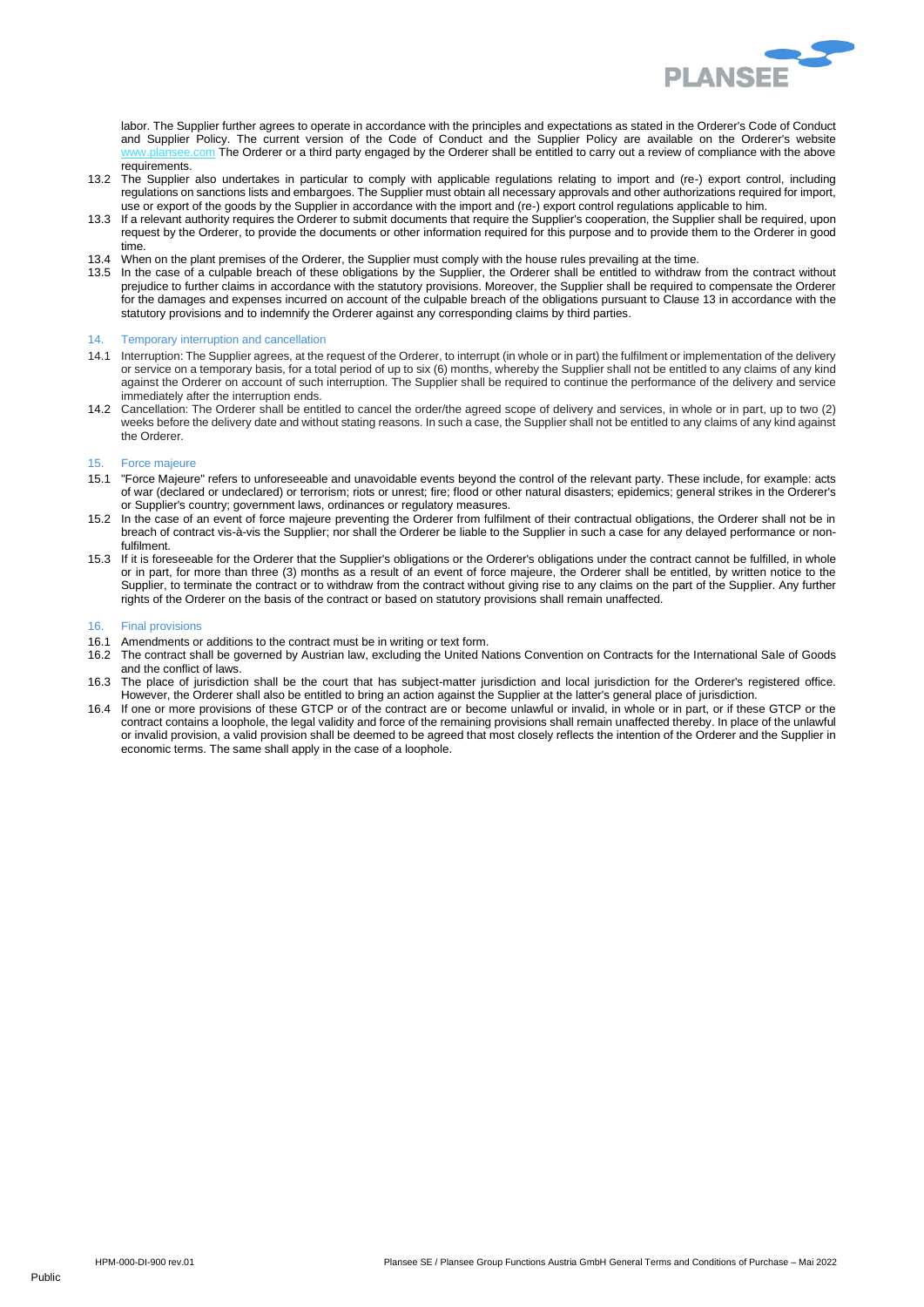labor. The Supplier further agrees to operate in accordance with the principles and expectations as stated in the Orderer's Code of Conduct and Supplier Policy. The current version of the Code of Conduct and the Supplier Policy are available on the Orderer's website www.plansee.com The Orderer or a third party engaged by the Orderer shall be entitled to carry out a review of compliance with the above requirements.

13.2 The Supplier also undertakes in particular to comply with applicable regulations relating to import and (re-) export control, including regulations on sanctions lists and embargoes. The Supplier must obtain all necessary approvals and other authorizations required for import, use or export of the goods by the Supplier in accordance with the import and (re-) export control regulations applicable to him.

13.3 If a relevant authority requires the Orderer to submit documents that require the Supplier's cooperation, the Supplier shall be required, upon request by the Orderer, to provide the documents or other information required for this purpose and to provide them to the Orderer in good time.

13.4 When on the plant premises of the Orderer, the Supplier must comply with the house rules prevailing at the time.

13.5 In the case of a culpable breach of these obligations by the Supplier, the Orderer shall be entitled to withdraw from the contract without prejudice to further claims in accordance with the statutory provisions. Moreover, the Supplier shall be required to compensate the Orderer for the damages and expenses incurred on account of the culpable breach of the obligations pursuant to Clause 13 in accordance with the statutory provisions and to indemnify the Orderer against any corresponding claims by third parties.

## 14. Temporary interruption and cancellation

14.1 Interruption: The Supplier agrees, at the request of the Orderer, to interrupt (in whole or in part) the fulfilment or implementation of the delivery or service on a temporary basis, for a total period of up to six (6) months, whereby the Supplier shall not be entitled to any claims of any kind against the Orderer on account of such interruption. The Supplier shall be required to continue the performance of the delivery and service immediately after the interruption ends.

14.2 Cancellation: The Orderer shall be entitled to cancel the order/the agreed scope of delivery and services, in whole or in part, up to two (2) weeks before the delivery date and without stating reasons. In such a case, the Supplier shall not be entitled to any claims of any kind against the Orderer.

## 15. Force majeure

15.1 "Force Majeure" refers to unforeseeable and unavoidable events beyond the control of the relevant party. These include, for example: acts of war (declared or undeclared) or terrorism; riots or unrest; fire; flood or other natural disasters; epidemics; general strikes in the Orderer's or Supplier's country; government laws, ordinances or regulatory measures.

15.2 In the case of an event of force majeure preventing the Orderer from fulfilment of their contractual obligations, the Orderer shall not be in breach of contract vis-à-vis the Supplier; nor shall the Orderer be liable to the Supplier in such a case for any delayed performance or non-fulfilment.

15.3 If it is foreseeable for the Orderer that the Supplier's obligations or the Orderer's obligations under the contract cannot be fulfilled, in whole or in part, for more than three (3) months as a result of an event of force majeure, the Orderer shall be entitled, by written notice to the Supplier, to terminate the contract or to withdraw from the contract without giving rise to any claims on the part of the Supplier. Any further rights of the Orderer on the basis of the contract or based on statutory provisions shall remain unaffected.

## 16. Final provisions

16.1 Amendments or additions to the contract must be in writing or text form.

16.2 The contract shall be governed by Austrian law, excluding the United Nations Convention on Contracts for the International Sale of Goods and the conflict of laws.

16.3 The place of jurisdiction shall be the court that has subject-matter jurisdiction and local jurisdiction for the Orderer's registered office. However, the Orderer shall also be entitled to bring an action against the Supplier at the latter's general place of jurisdiction.

16.4 If one or more provisions of these GTCP or of the contract are or become unlawful or invalid, in whole or in part, or if these GTCP or the contract contains a loophole, the legal validity and force of the remaining provisions shall remain unaffected thereby. In place of the unlawful or invalid provision, a valid provision shall be deemed to be agreed that most closely reflects the intention of the Orderer and the Supplier in economic terms. The same shall apply in the case of a loophole.